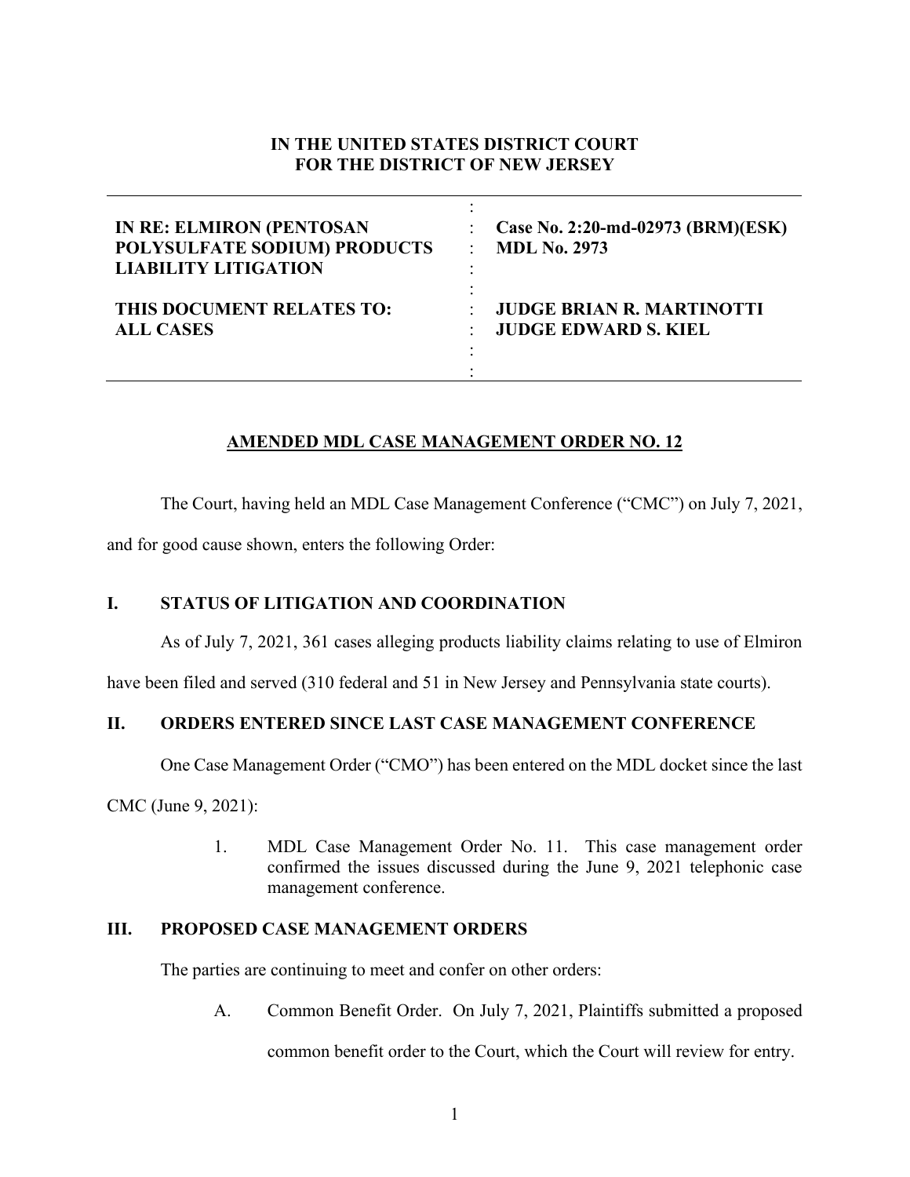**IN THE UNITED STATES DISTRICT COURT**
**FOR THE DISTRICT OF NEW JERSEY**

| | | |
|---|---|---|
| **IN RE: ELMIRON (PENTOSAN POLYSULFATE SODIUM) PRODUCTS LIABILITY LITIGATION** | : | **Case No. 2:20-md-02973 (BRM)(ESK)** **MDL No. 2973** |
| **THIS DOCUMENT RELATES TO: ALL CASES** | : | **JUDGE BRIAN R. MARTINOTTI** **JUDGE EDWARD S. KIEL** |

## AMENDED MDL CASE MANAGEMENT ORDER NO. 12

The Court, having held an MDL Case Management Conference ("CMC") on July 7, 2021, and for good cause shown, enters the following Order:

### I. STATUS OF LITIGATION AND COORDINATION

As of July 7, 2021, 361 cases alleging products liability claims relating to use of Elmiron have been filed and served (310 federal and 51 in New Jersey and Pennsylvania state courts).

### II. ORDERS ENTERED SINCE LAST CASE MANAGEMENT CONFERENCE

One Case Management Order ("CMO") has been entered on the MDL docket since the last CMC (June 9, 2021):

1. MDL Case Management Order No. 11. This case management order confirmed the issues discussed during the June 9, 2021 telephonic case management conference.

### III. PROPOSED CASE MANAGEMENT ORDERS

The parties are continuing to meet and confer on other orders:

A. Common Benefit Order. On July 7, 2021, Plaintiffs submitted a proposed common benefit order to the Court, which the Court will review for entry.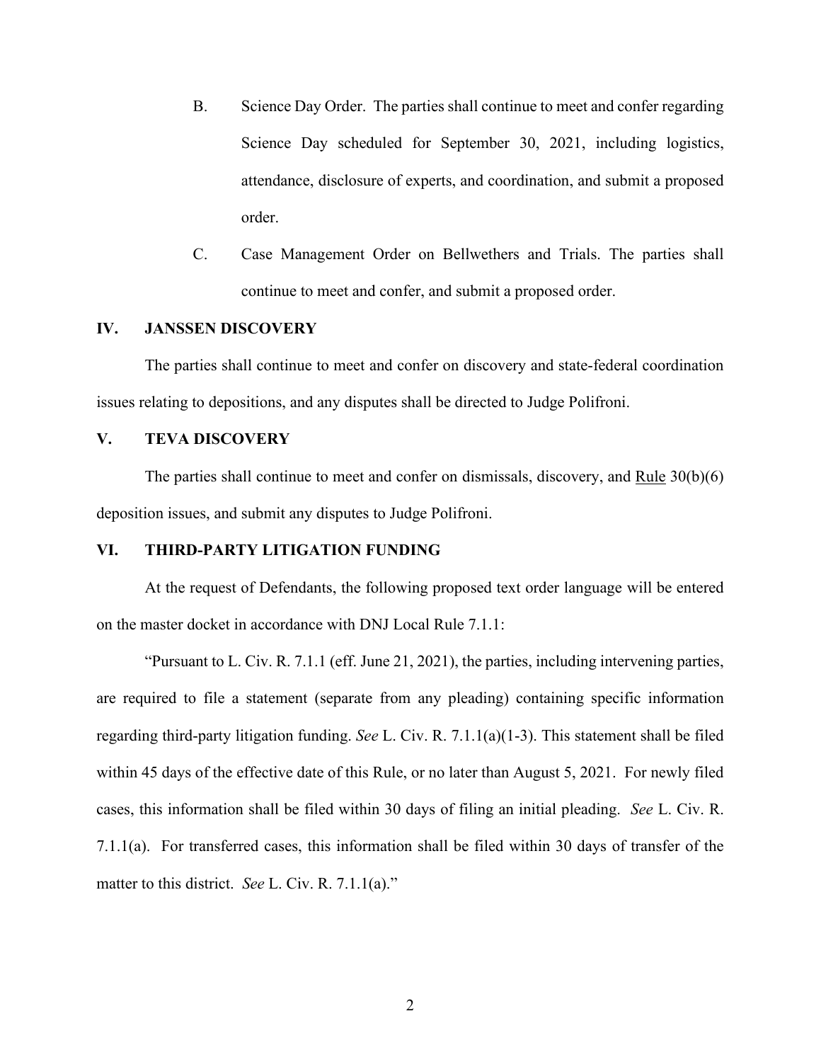B. Science Day Order. The parties shall continue to meet and confer regarding Science Day scheduled for September 30, 2021, including logistics, attendance, disclosure of experts, and coordination, and submit a proposed order.

C. Case Management Order on Bellwethers and Trials. The parties shall continue to meet and confer, and submit a proposed order.

## IV. JANSSEN DISCOVERY

The parties shall continue to meet and confer on discovery and state-federal coordination issues relating to depositions, and any disputes shall be directed to Judge Polifroni.

## V. TEVA DISCOVERY

The parties shall continue to meet and confer on dismissals, discovery, and Rule 30(b)(6) deposition issues, and submit any disputes to Judge Polifroni.

## VI. THIRD-PARTY LITIGATION FUNDING

At the request of Defendants, the following proposed text order language will be entered on the master docket in accordance with DNJ Local Rule 7.1.1:

"Pursuant to L. Civ. R. 7.1.1 (eff. June 21, 2021), the parties, including intervening parties, are required to file a statement (separate from any pleading) containing specific information regarding third-party litigation funding. *See* L. Civ. R. 7.1.1(a)(1-3). This statement shall be filed within 45 days of the effective date of this Rule, or no later than August 5, 2021. For newly filed cases, this information shall be filed within 30 days of filing an initial pleading. *See* L. Civ. R. 7.1.1(a). For transferred cases, this information shall be filed within 30 days of transfer of the matter to this district. *See* L. Civ. R. 7.1.1(a)."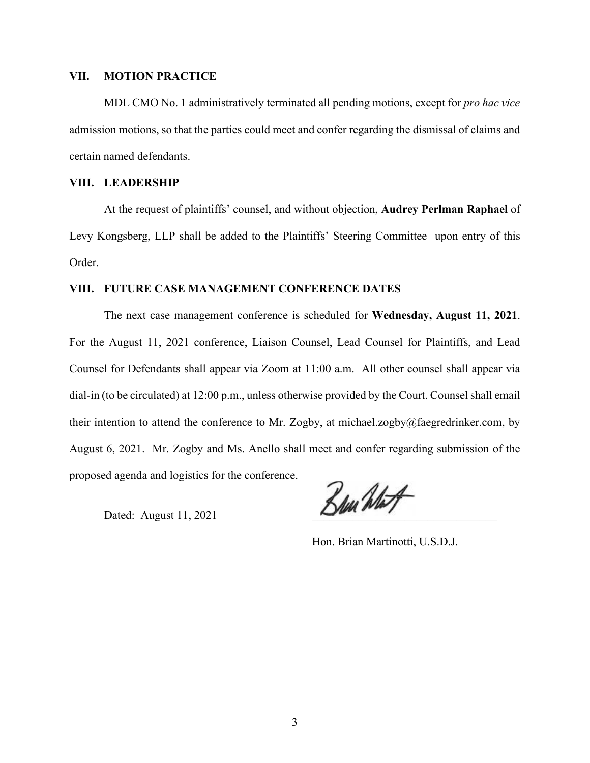## VII. MOTION PRACTICE

MDL CMO No. 1 administratively terminated all pending motions, except for *pro hac vice* admission motions, so that the parties could meet and confer regarding the dismissal of claims and certain named defendants.

## VIII. LEADERSHIP

At the request of plaintiffs' counsel, and without objection, **Audrey Perlman Raphael** of Levy Kongsberg, LLP shall be added to the Plaintiffs' Steering Committee upon entry of this Order.

## VIII. FUTURE CASE MANAGEMENT CONFERENCE DATES

The next case management conference is scheduled for **Wednesday, August 11, 2021**. For the August 11, 2021 conference, Liaison Counsel, Lead Counsel for Plaintiffs, and Lead Counsel for Defendants shall appear via Zoom at 11:00 a.m. All other counsel shall appear via dial-in (to be circulated) at 12:00 p.m., unless otherwise provided by the Court. Counsel shall email their intention to attend the conference to Mr. Zogby, at michael.zogby@faegredrinker.com, by August 6, 2021. Mr. Zogby and Ms. Anello shall meet and confer regarding submission of the proposed agenda and logistics for the conference.

Dated: August 11, 2021

\_\_\_\_\_\_\_\_\_\_\_\_\_\_\_\_\_\_\_\_\_\_\_\_\_\_\_\_\_\_\_\_

Hon. Brian Martinotti, U.S.D.J.